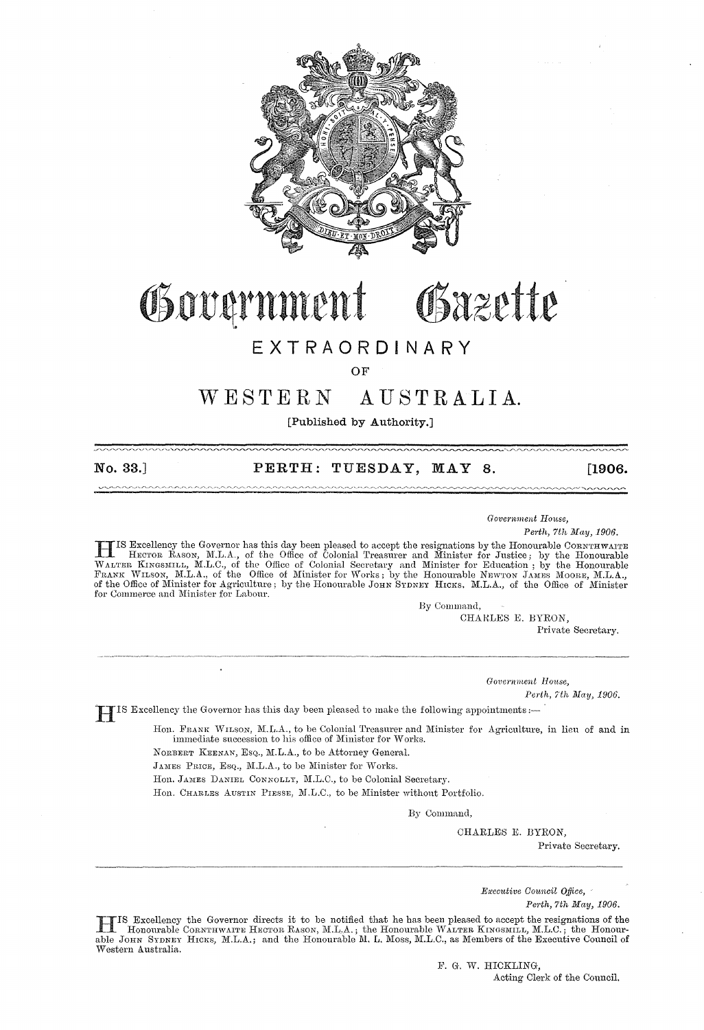# Government Gazette

## EXTRAORDINARY

OF

## WESTERN AUSTRALIA.

[Published by Authority.]

---

**No. 33.] PERTH: TUESDAY, MAY 8. [1906.**

---

*Government House,*
*Perth, 7th May, 1906.*

HIS Excellency the Governor has this day been pleased to accept the resignations by the Honourable CORNTHWAITE HECTOR RASON, M.L.A., of the Office of Colonial Treasurer and Minister for Justice; by the Honourable WALTER KINGSMILL, M.L.C., of the Office of Colonial Secretary and Minister for Education; by the Honourable FRANK WILSON, M.L.A., of the Office of Minister for Works; by the Honourable NEWTON JAMES MOORE, M.L.A., of the Office of Minister for Agriculture; by the Honourable JOHN SYDNEY HICKS, M.L.A., of the Office of Minister for Commerce and Minister for Labour.

By Command,

CHARLES E. BYRON,
Private Secretary.

---

*Government House,*
*Perth, 7th May, 1906.*

HIS Excellency the Governor has this day been pleased to make the following appointments:—

Hon. FRANK WILSON, M.L.A., to be Colonial Treasurer and Minister for Agriculture, in lieu of and in immediate succession to his office of Minister for Works.

NORBERT KEENAN, ESQ., M.L.A., to be Attorney General.

JAMES PRICE, ESQ., M.L.A., to be Minister for Works.

Hon. JAMES DANIEL CONNOLLY, M.L.C., to be Colonial Secretary.

Hon. CHARLES AUSTIN PIESSE, M.L.C., to be Minister without Portfolio.

By Command,

CHARLES E. BYRON,
Private Secretary.

---

*Executive Council Office,*
*Perth, 7th May, 1906.*

HIS Excellency the Governor directs it to be notified that he has been pleased to accept the resignations of the Honourable CORNTHWAITE HECTOR RASON, M.L.A.; the Honourable WALTER KINGSMILL, M.L.C.; the Honourable JOHN SYDNEY HICKS, M.L.A.; and the Honourable M. L. MOSS, M.L.C., as Members of the Executive Council of Western Australia.

F. G. W. HICKLING,
Acting Clerk of the Council.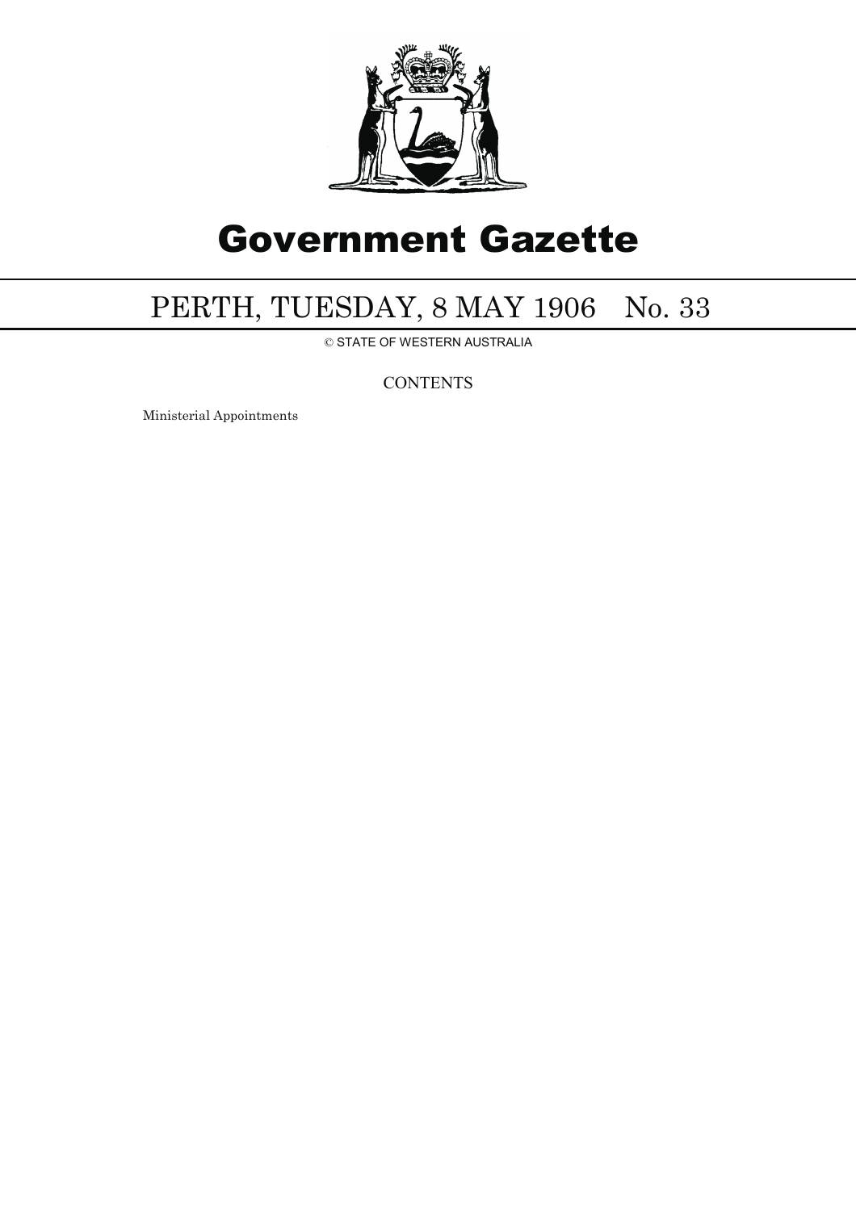# Government Gazette

## PERTH, TUESDAY, 8 MAY 1906 No. 33

© STATE OF WESTERN AUSTRALIA

CONTENTS

Ministerial Appointments